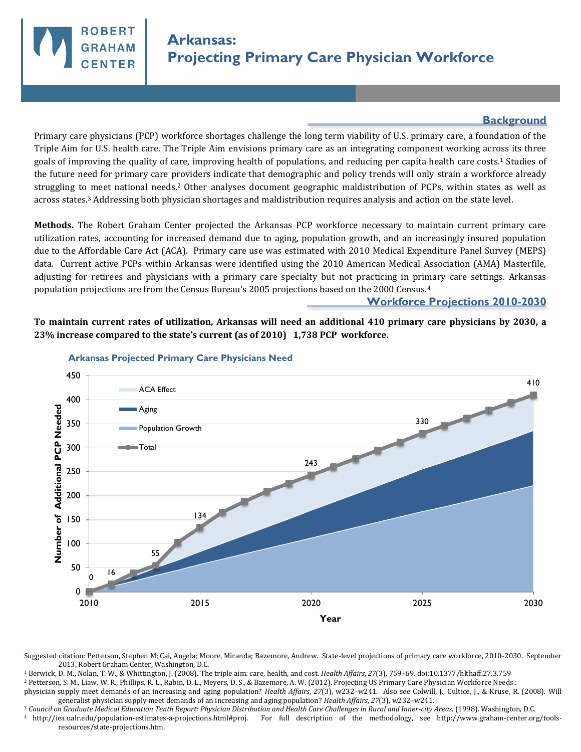ROBERT GRAHAM CENTER

# Arkansas: Projecting Primary Care Physician Workforce

## Background

Primary care physicians (PCP) workforce shortages challenge the long term viability of U.S. primary care, a foundation of the Triple Aim for U.S. health care. The Triple Aim envisions primary care as an integrating component working across its three goals of improving the quality of care, improving health of populations, and reducing per capita health care costs.[1] Studies of the future need for primary care providers indicate that demographic and policy trends will only strain a workforce already struggling to meet national needs.[2] Other analyses document geographic maldistribution of PCPs, within states as well as across states.[3] Addressing both physician shortages and maldistribution requires analysis and action on the state level.

**Methods.** The Robert Graham Center projected the Arkansas PCP workforce necessary to maintain current primary care utilization rates, accounting for increased demand due to aging, population growth, and an increasingly insured population due to the Affordable Care Act (ACA). Primary care use was estimated with 2010 Medical Expenditure Panel Survey (MEPS) data. Current active PCPs within Arkansas were identified using the 2010 American Medical Association (AMA) Masterfile, adjusting for retirees and physicians with a primary care specialty but not practicing in primary care settings. Arkansas population projections are from the Census Bureau's 2005 projections based on the 2000 Census.[4]

## Workforce Projections 2010-2030

**To maintain current rates of utilization, Arkansas will need an additional 410 primary care physicians by 2030, a 23% increase compared to the state's current (as of 2010) 1,738 PCP workforce.**

### Arkansas Projected Primary Care Physicians Need

| Year | Total Additional PCP Needed |
|---|---|
| 2010 | 0 |
| 2011 | 16 |
| 2013 | 55 |
| 2015 | 134 |
| 2020 | 243 |
| 2025 | 330 |
| 2030 | 410 |

Legend: ACA Effect; Aging; Population Growth; Total. Y-axis: Number of Additional PCP Needed. X-axis: Year.

---

Suggested citation: Petterson, Stephen M; Cai, Angela; Moore, Miranda; Bazemore, Andrew. State-level projections of primary care workforce, 2010-2030. September 2013, Robert Graham Center, Washington, D.C.

[1] Berwick, D. M., Nolan, T. W., & Whittington, J. (2008). The triple aim: care, health, and cost. *Health Affairs*, *27*(3), 759–69. doi:10.1377/hlthaff.27.3.759

[2] Petterson, S. M., Liaw, W. R., Phillips, R. L., Rabin, D. L., Meyers, D. S., & Bazemore, A. W. (2012). Projecting US Primary Care Physician Workforce Needs : physician supply meet demands of an increasing and aging population? *Health Affairs*, *27*(3), w232–w241. Also see Colwill, J., Cultice, J., & Kruse, R. (2008). Will generalist physician supply meet demands of an increasing and aging population? *Health Affairs*, *27*(3), w232–w241.

[3] *Council on Graduate Medical Education Tenth Report: Physician Distribution and Health Care Challenges in Rural and Inner-city Areas.* (1998). Washington, D.C.

[4] http://iea.ualr.edu/population-estimates-a-projections.html#proj. For full description of the methodology, see http://www.graham-center.org/tools-resources/state-projections.htm.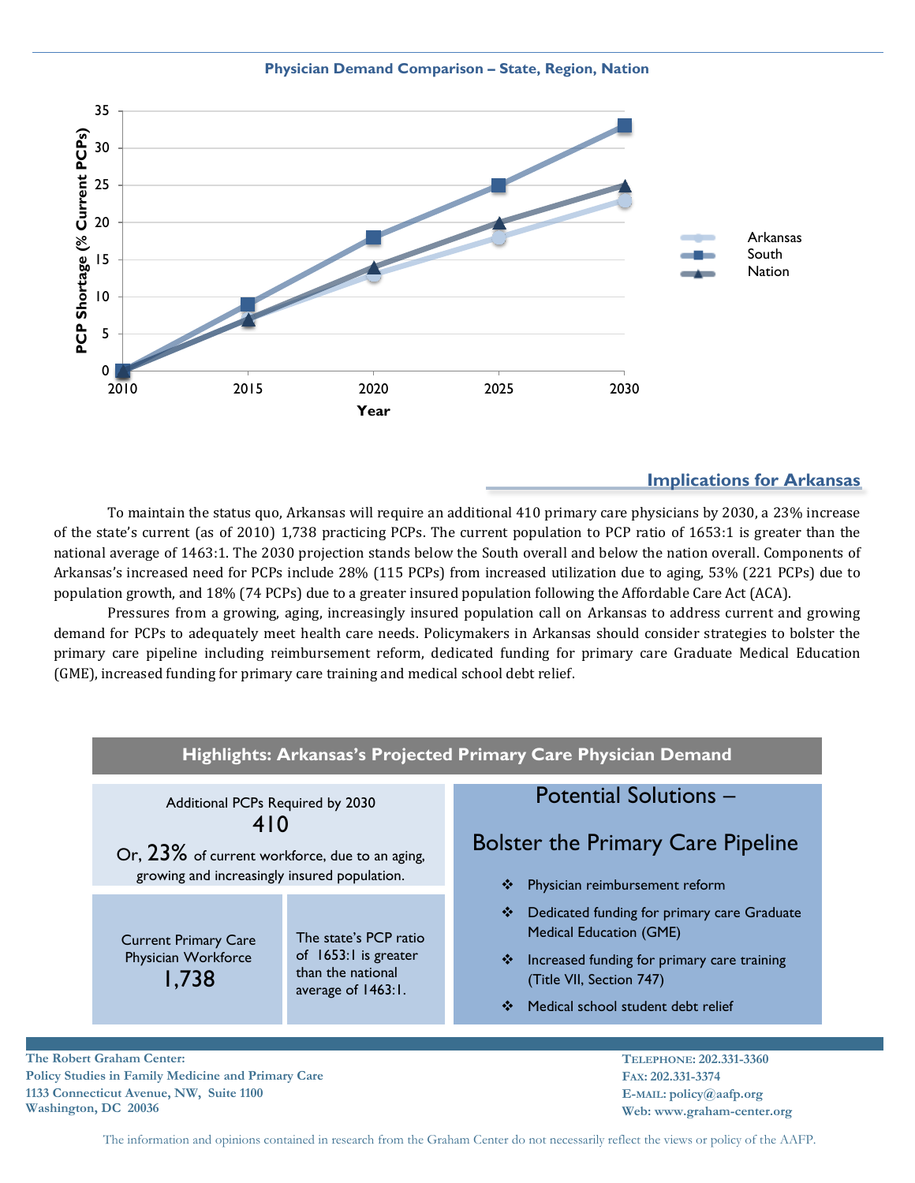**Physician Demand Comparison – State, Region, Nation**

PCP Shortage (% Current PCPs)

35
30
25
20
15
10
5
0

2010 2015 2020 2025 2030

Year

Arkansas
South
Nation

## Implications for Arkansas

To maintain the status quo, Arkansas will require an additional 410 primary care physicians by 2030, a 23% increase of the state's current (as of 2010) 1,738 practicing PCPs. The current population to PCP ratio of 1653:1 is greater than the national average of 1463:1. The 2030 projection stands below the South overall and below the nation overall. Components of Arkansas's increased need for PCPs include 28% (115 PCPs) from increased utilization due to aging, 53% (221 PCPs) due to population growth, and 18% (74 PCPs) due to a greater insured population following the Affordable Care Act (ACA).

Pressures from a growing, aging, increasingly insured population call on Arkansas to address current and growing demand for PCPs to adequately meet health care needs. Policymakers in Arkansas should consider strategies to bolster the primary care pipeline including reimbursement reform, dedicated funding for primary care Graduate Medical Education (GME), increased funding for primary care training and medical school debt relief.

## Highlights: Arkansas's Projected Primary Care Physician Demand

Additional PCPs Required by 2030
**410**
Or, **23%** of current workforce, due to an aging, growing and increasingly insured population.

Current Primary Care Physician Workforce
**1,738**

The state's PCP ratio of 1653:1 is greater than the national average of 1463:1.

### Potential Solutions –

### Bolster the Primary Care Pipeline

- Physician reimbursement reform
- Dedicated funding for primary care Graduate Medical Education (GME)
- Increased funding for primary care training (Title VII, Section 747)
- Medical school student debt relief

**The Robert Graham Center:**
**Policy Studies in Family Medicine and Primary Care**
**1133 Connecticut Avenue, NW, Suite 1100**
**Washington, DC 20036**

**Telephone: 202.331-3360**
**Fax: 202.331-3374**
**E-mail: policy@aafp.org**
**Web: www.graham-center.org**

The information and opinions contained in research from the Graham Center do not necessarily reflect the views or policy of the AAFP.